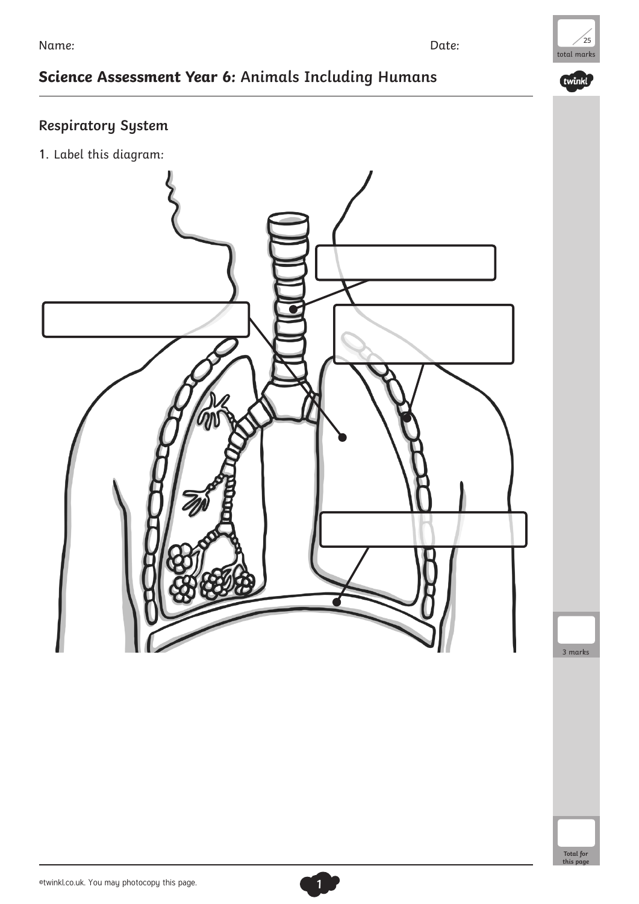Name: Date:

25 total marks

# Science Assessment Year 6: Animals Including Humans

## Respiratory System

1. Label this diagram:

3 marks

Total for this page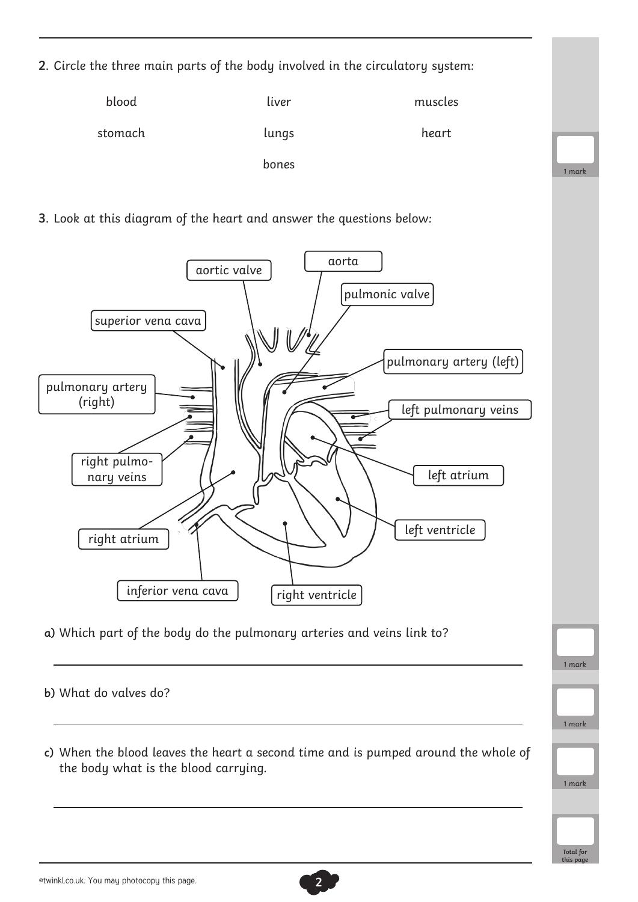2. Circle the three main parts of the body involved in the circulatory system:

| | | |
|---|---|---|
| blood | liver | muscles |
| stomach | lungs | heart |
| | bones | |

1 mark

3. Look at this diagram of the heart and answer the questions below:

aortic valve
aorta
pulmonic valve
superior vena cava
pulmonary artery (left)
pulmonary artery (right)
left pulmonary veins
right pulmonary veins
left atrium
left ventricle
right atrium
inferior vena cava
right ventricle

a) Which part of the body do the pulmonary arteries and veins link to?

_______________________________________________

1 mark

b) What do valves do?

_______________________________________________

1 mark

c) When the blood leaves the heart a second time and is pumped around the whole of the body what is the blood carrying.

_______________________________________________

1 mark

Total for this page

©twinkl.co.uk. You may photocopy this page.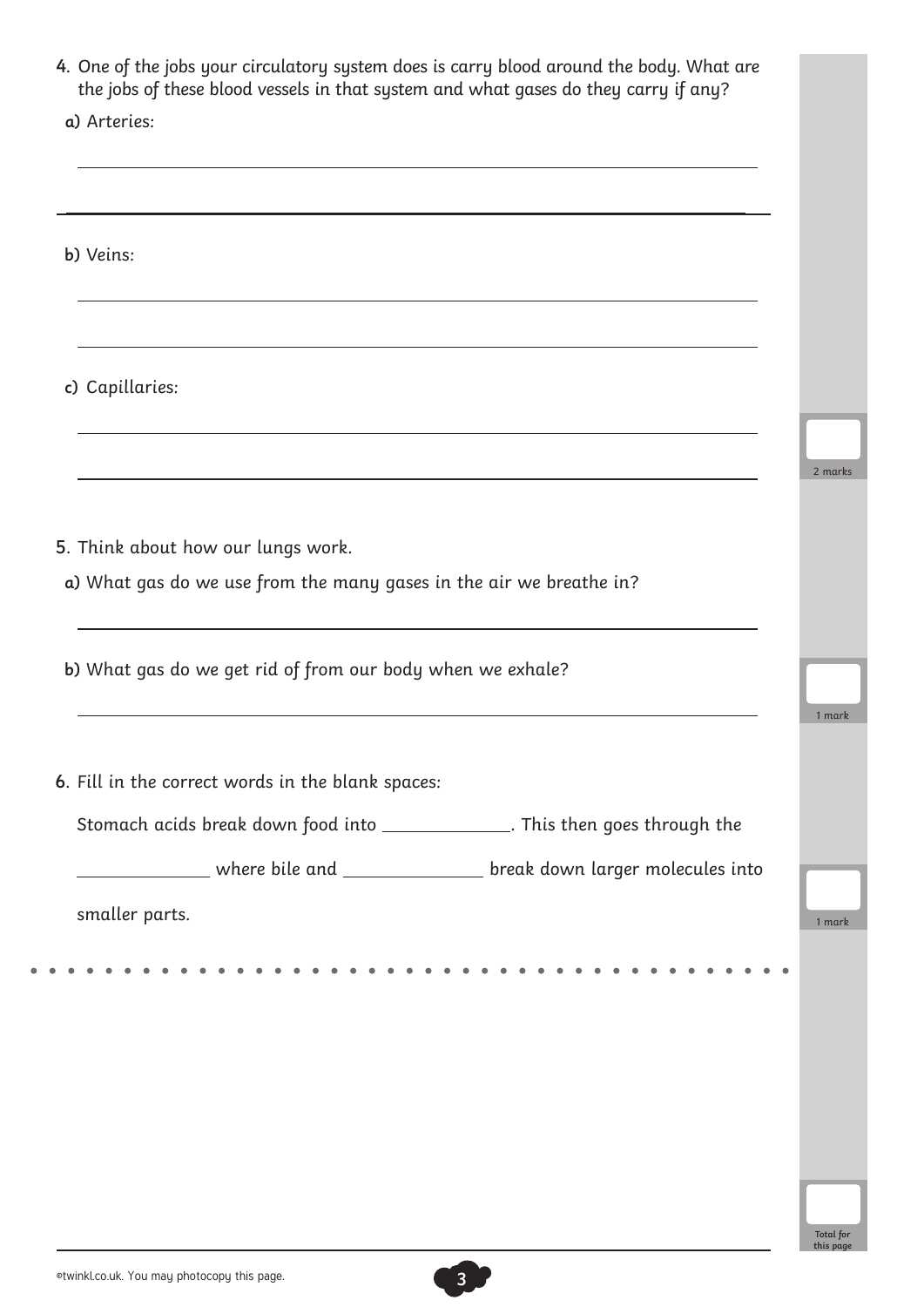4. One of the jobs your circulatory system does is carry blood around the body. What are the jobs of these blood vessels in that system and what gases do they carry if any?

a) Arteries:

_______________________________________________

_______________________________________________

b) Veins:

_______________________________________________

_______________________________________________

c) Capillaries:

_______________________________________________

_______________________________________________

2 marks

5. Think about how our lungs work.

a) What gas do we use from the many gases in the air we breathe in?

_______________________________________________

b) What gas do we get rid of from our body when we exhale?

_______________________________________________

1 mark

6. Fill in the correct words in the blank spaces:

Stomach acids break down food into ____________. This then goes through the ____________ where bile and ____________ break down larger molecules into smaller parts.

1 mark

Total for this page

©twinkl.co.uk. You may photocopy this page.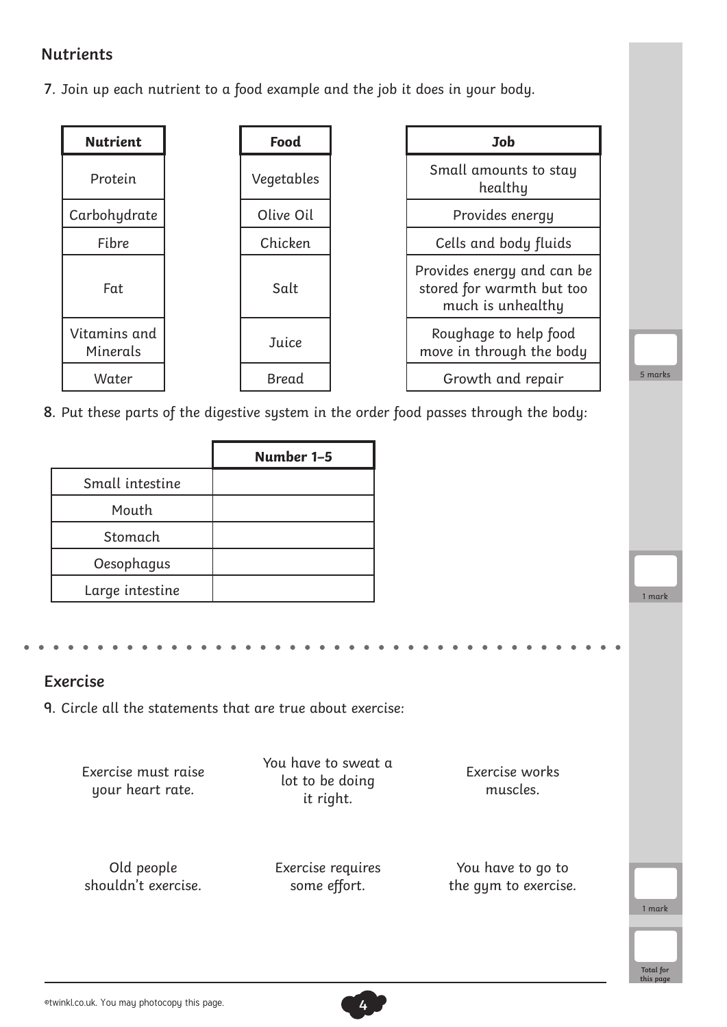## Nutrients

7. Join up each nutrient to a food example and the job it does in your body.

| Nutrient |
| --- |
| Protein |
| Carbohydrate |
| Fibre |
| Fat |
| Vitamins and Minerals |
| Water |

| Food |
| --- |
| Vegetables |
| Olive Oil |
| Chicken |
| Salt |
| Juice |
| Bread |

| Job |
| --- |
| Small amounts to stay healthy |
| Provides energy |
| Cells and body fluids |
| Provides energy and can be stored for warmth but too much is unhealthy |
| Roughage to help food move in through the body |
| Growth and repair |

5 marks

8. Put these parts of the digestive system in the order food passes through the body:

| | Number 1–5 |
| --- | --- |
| Small intestine | |
| Mouth | |
| Stomach | |
| Oesophagus | |
| Large intestine | |

1 mark

## Exercise

9. Circle all the statements that are true about exercise:

Exercise must raise your heart rate.

You have to sweat a lot to be doing it right.

Exercise works muscles.

Old people shouldn't exercise.

Exercise requires some effort.

You have to go to the gym to exercise.

1 mark

Total for this page

©twinkl.co.uk. You may photocopy this page.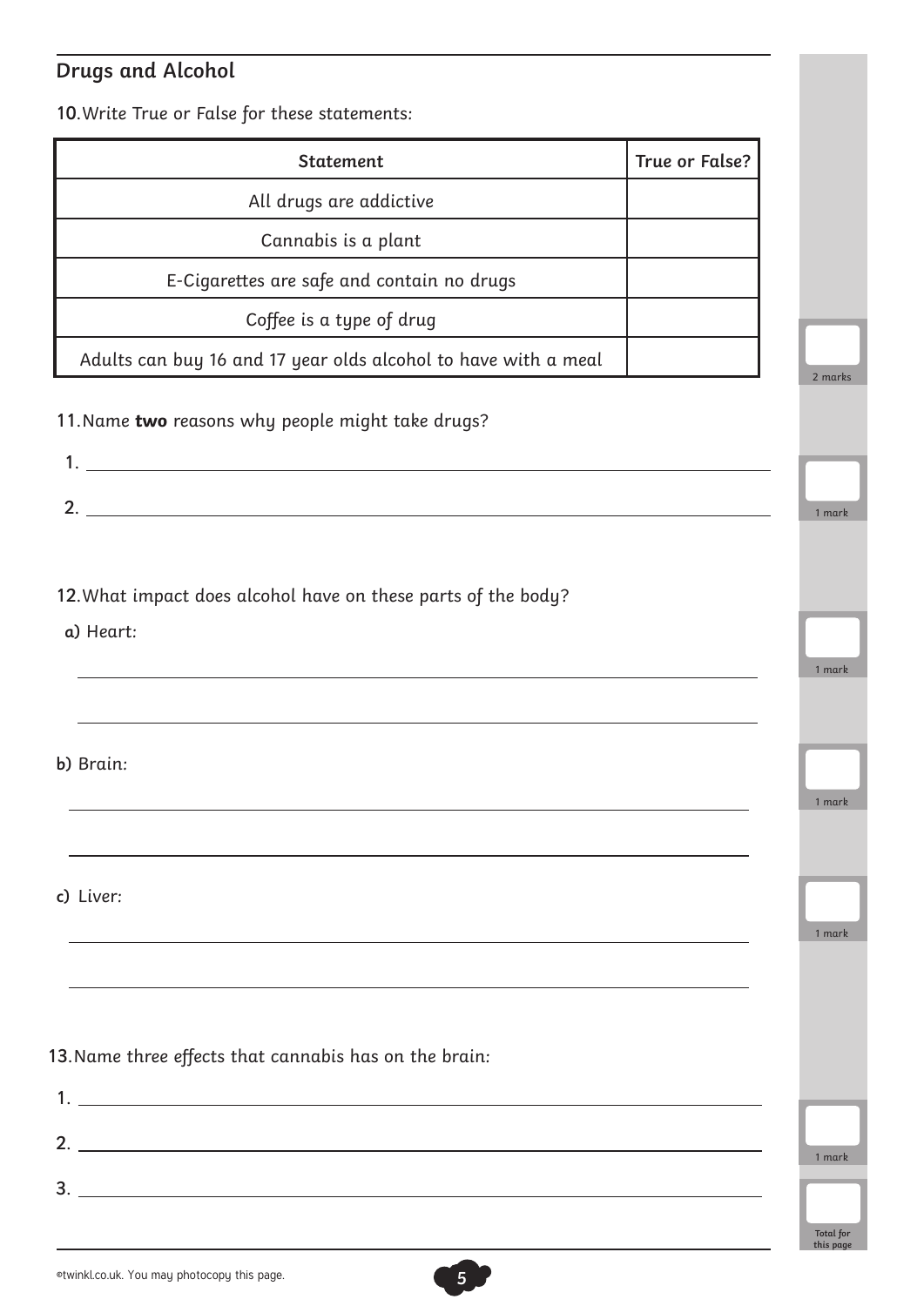## Drugs and Alcohol

10. Write True or False for these statements:

| Statement | True or False? |
|---|---|
| All drugs are addictive | |
| Cannabis is a plant | |
| E-Cigarettes are safe and contain no drugs | |
| Coffee is a type of drug | |
| Adults can buy 16 and 17 year olds alcohol to have with a meal | |

2 marks

11. Name **two** reasons why people might take drugs?

1. ______________________________

2. ______________________________

1 mark

12. What impact does alcohol have on these parts of the body?

a) Heart:

______________________________

______________________________

1 mark

b) Brain:

______________________________

______________________________

1 mark

c) Liver:

______________________________

______________________________

1 mark

13. Name three effects that cannabis has on the brain:

1. ______________________________

2. ______________________________

3. ______________________________

1 mark

Total for this page

©twinkl.co.uk. You may photocopy this page.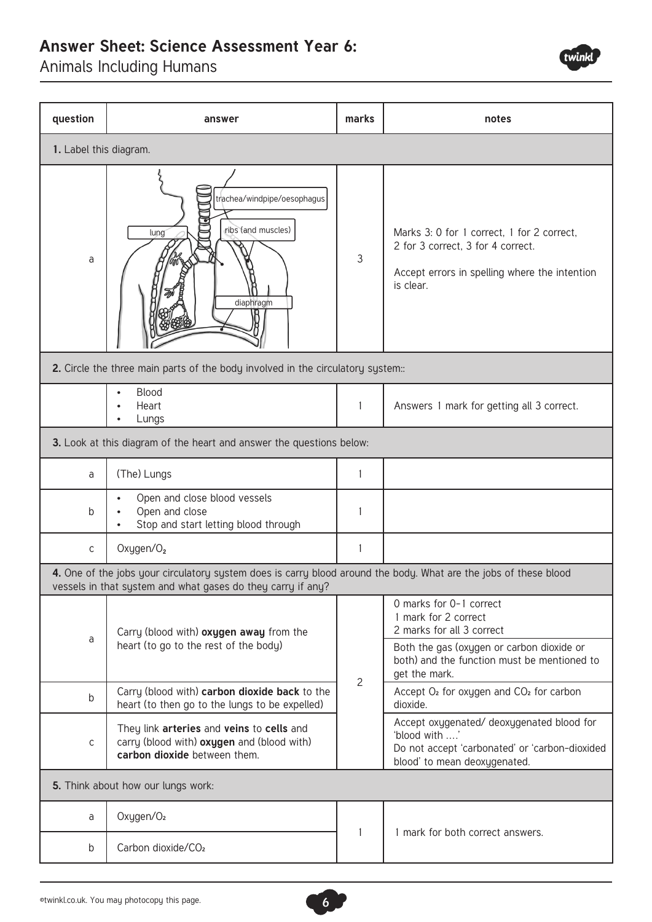# Answer Sheet: Science Assessment Year 6:

Animals Including Humans

| question | answer | marks | notes |
|---|---|---|---|
| **1.** Label this diagram. | | | |
| a | trachea/windpipe/oesophagus; lung; ribs (and muscles); diaphragm | 3 | Marks 3: 0 for 1 correct, 1 for 2 correct, 2 for 3 correct, 3 for 4 correct. Accept errors in spelling where the intention is clear. |
| **2.** Circle the three main parts of the body involved in the circulatory system:: | | | |
| | • Blood<br>• Heart<br>• Lungs | 1 | Answers 1 mark for getting all 3 correct. |
| **3.** Look at this diagram of the heart and answer the questions below: | | | |
| a | (The) Lungs | 1 | |
| b | • Open and close blood vessels<br>• Open and close<br>• Stop and start letting blood through | 1 | |
| c | Oxygen/$O_2$ | 1 | |
| **4.** One of the jobs your circulatory system does is carry blood around the body. What are the jobs of these blood vessels in that system and what gases do they carry if any? | | | |
| a | Carry (blood with) **oxygen away** from the heart (to go to the rest of the body) | 2 | 0 marks for 0-1 correct<br>1 mark for 2 correct<br>2 marks for all 3 correct<br>Both the gas (oxygen or carbon dioxide or both) and the function must be mentioned to get the mark. |
| b | Carry (blood with) **carbon dioxide back** to the heart (to then go to the lungs to be expelled) | | Accept $O_2$ for oxygen and $CO_2$ for carbon dioxide. |
| c | They link **arteries** and **veins** to **cells** and carry (blood with) **oxygen** and (blood with) **carbon dioxide** between them. | | Accept oxygenated/ deoxygenated blood for 'blood with ....'<br>Do not accept 'carbonated' or 'carbon-dioxided blood' to mean deoxygenated. |
| **5.** Think about how our lungs work: | | | |
| a | Oxygen/$O_2$ | 1 | 1 mark for both correct answers. |
| b | Carbon dioxide/$CO_2$ | | |

©twinkl.co.uk. You may photocopy this page.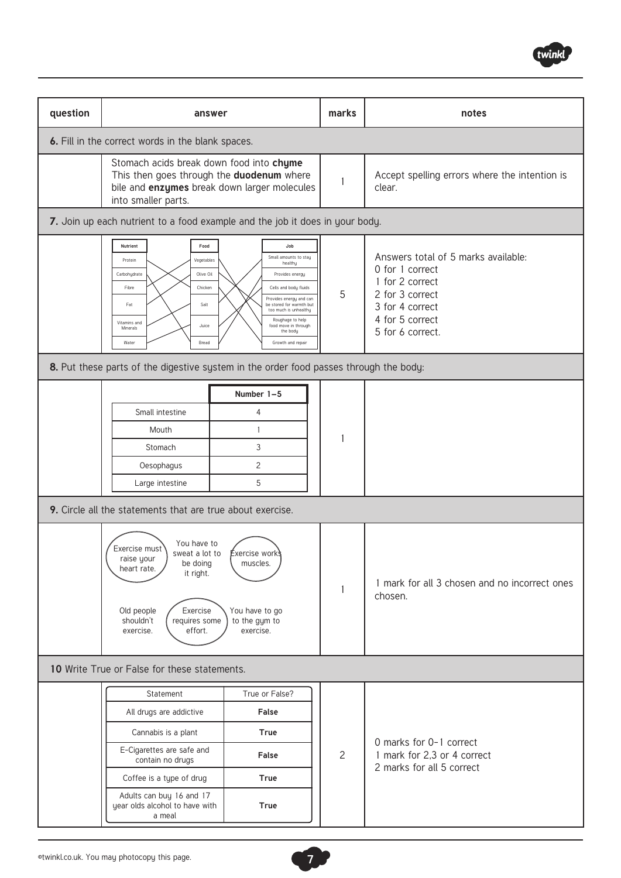| question | answer | marks | notes |
|---|---|---|---|
| **6.** Fill in the correct words in the blank spaces. | | | |
| | Stomach acids break down food into **chyme** This then goes through the **duodenum** where bile and **enzymes** break down larger molecules into smaller parts. | 1 | Accept spelling errors where the intention is clear. |
| **7.** Join up each nutrient to a food example and the job it does in your body. | | | |
| | Nutrient: Protein, Carbohydrate, Fibre, Fat, Vitamins and Minerals, Water. Food: Vegetables, Olive Oil, Chicken, Salt, Juice, Bread. Job: Small amounts to stay healthy, Provides energy, Cells and body fluids, Provides energy and can be stored for warmth but too much is unhealthy, Roughage to help food move in through the body, Growth and repair | 5 | Answers total of 5 marks available: 0 for 1 correct 1 for 2 correct 2 for 3 correct 3 for 4 correct 4 for 5 correct 5 for 6 correct. |
| **8.** Put these parts of the digestive system in the order food passes through the body: | | | |
| | Small intestine – 4; Mouth – 1; Stomach – 3; Oesophagus – 2; Large intestine – 5 | 1 | |
| **9.** Circle all the statements that are true about exercise. | | | |
| | Circled: Exercise must raise your heart rate. / Exercise works muscles. / Exercise requires some effort. Not circled: You have to sweat a lot to be doing it right. / Old people shouldn't exercise. / You have to go to the gym to exercise. | 1 | 1 mark for all 3 chosen and no incorrect ones chosen. |
| **10** Write True or False for these statements. | | | |
| | All drugs are addictive – **False**; Cannabis is a plant – **True**; E-Cigarettes are safe and contain no drugs – **False**; Coffee is a type of drug – **True**; Adults can buy 16 and 17 year olds alcohol to have with a meal – **True** | 2 | 0 marks for 0-1 correct 1 mark for 2,3 or 4 correct 2 marks for all 5 correct |

**Question 8 answer table:**

| | Number 1–5 |
|---|---|
| Small intestine | 4 |
| Mouth | 1 |
| Stomach | 3 |
| Oesophagus | 2 |
| Large intestine | 5 |

**Question 10 answer table:**

| Statement | True or False? |
|---|---|
| All drugs are addictive | **False** |
| Cannabis is a plant | **True** |
| E-Cigarettes are safe and contain no drugs | **False** |
| Coffee is a type of drug | **True** |
| Adults can buy 16 and 17 year olds alcohol to have with a meal | **True** |

©twinkl.co.uk. You may photocopy this page.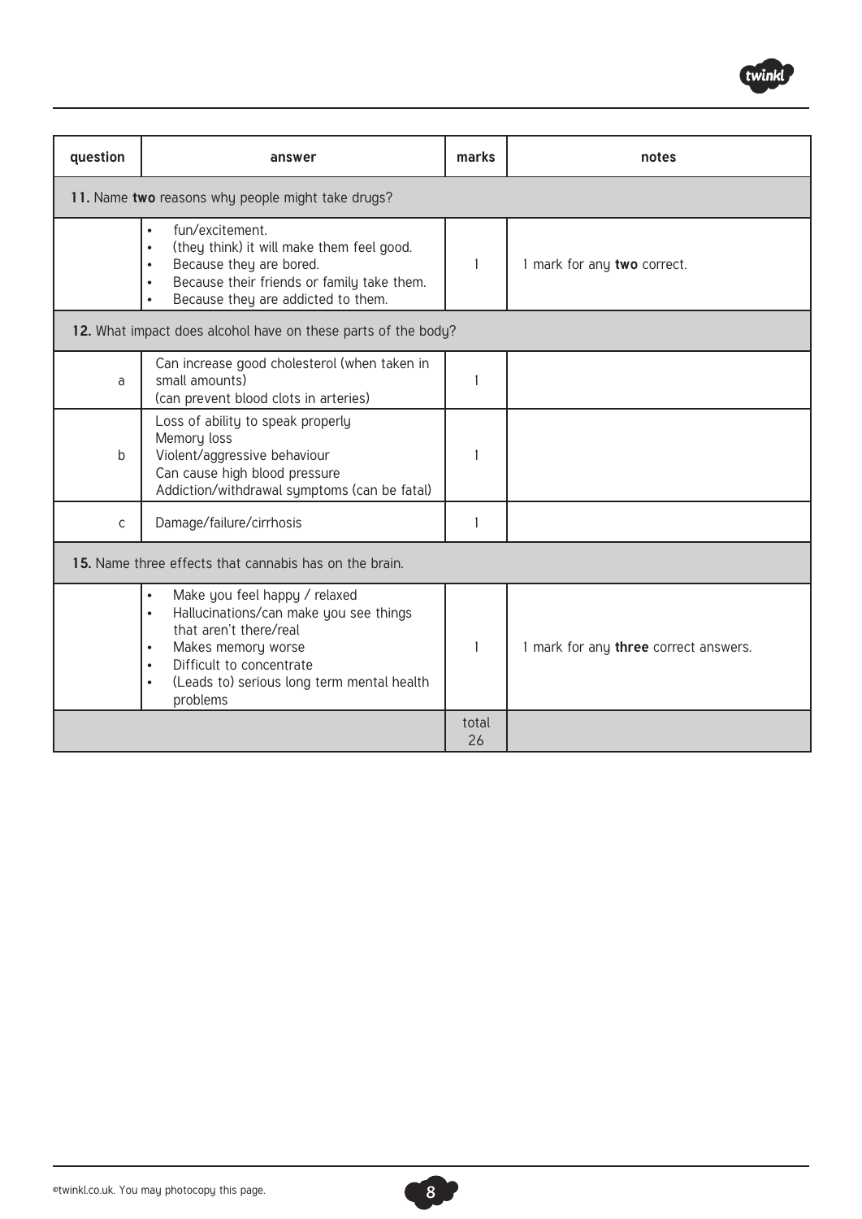| question | answer | marks | notes |
| --- | --- | --- | --- |
| **11.** Name **two** reasons why people might take drugs? | | | |
| | • fun/excitement.<br>• (they think) it will make them feel good.<br>• Because they are bored.<br>• Because their friends or family take them.<br>• Because they are addicted to them. | 1 | 1 mark for any **two** correct. |
| **12.** What impact does alcohol have on these parts of the body? | | | |
| a | Can increase good cholesterol (when taken in small amounts)<br>(can prevent blood clots in arteries) | 1 | |
| b | Loss of ability to speak properly<br>Memory loss<br>Violent/aggressive behaviour<br>Can cause high blood pressure<br>Addiction/withdrawal symptoms (can be fatal) | 1 | |
| c | Damage/failure/cirrhosis | 1 | |
| **15.** Name three effects that cannabis has on the brain. | | | |
| | • Make you feel happy / relaxed<br>• Hallucinations/can make you see things that aren't there/real<br>• Makes memory worse<br>• Difficult to concentrate<br>• (Leads to) serious long term mental health problems | 1 | 1 mark for any **three** correct answers. |
| | | total 26 | |

©twinkl.co.uk. You may photocopy this page.